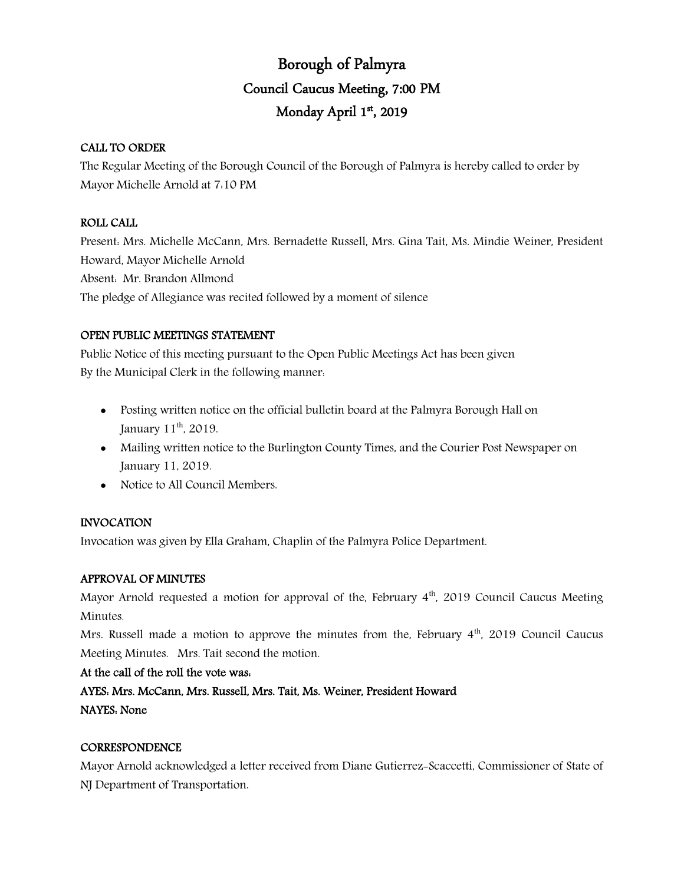# Borough of Palmyra

## Council Caucus Meeting, 7:00 PM

## Monday April 1st, 2019

**CALL TO ORDER**

The Regular Meeting of the Borough Council of the Borough of Palmyra is hereby called to order by Mayor Michelle Arnold at 7:10 PM

**ROLL CALL**

Present: Mrs. Michelle McCann, Mrs. Bernadette Russell, Mrs. Gina Tait, Ms. Mindie Weiner, President Howard, Mayor Michelle Arnold

Absent: Mr. Brandon Allmond

The pledge of Allegiance was recited followed by a moment of silence

**OPEN PUBLIC MEETINGS STATEMENT**

Public Notice of this meeting pursuant to the Open Public Meetings Act has been given By the Municipal Clerk in the following manner:

- Posting written notice on the official bulletin board at the Palmyra Borough Hall on January 11th, 2019.
- Mailing written notice to the Burlington County Times, and the Courier Post Newspaper on January 11, 2019.
- Notice to All Council Members.

**INVOCATION**

Invocation was given by Ella Graham, Chaplin of the Palmyra Police Department.

**APPROVAL OF MINUTES**

Mayor Arnold requested a motion for approval of the, February 4th, 2019 Council Caucus Meeting Minutes.

Mrs. Russell made a motion to approve the minutes from the, February 4th, 2019 Council Caucus Meeting Minutes. Mrs. Tait second the motion.

**At the call of the roll the vote was:**

**AYES: Mrs. McCann, Mrs. Russell, Mrs. Tait, Ms. Weiner, President Howard**

**NAYES: None**

**CORRESPONDENCE**

Mayor Arnold acknowledged a letter received from Diane Gutierrez-Scaccetti, Commissioner of State of NJ Department of Transportation.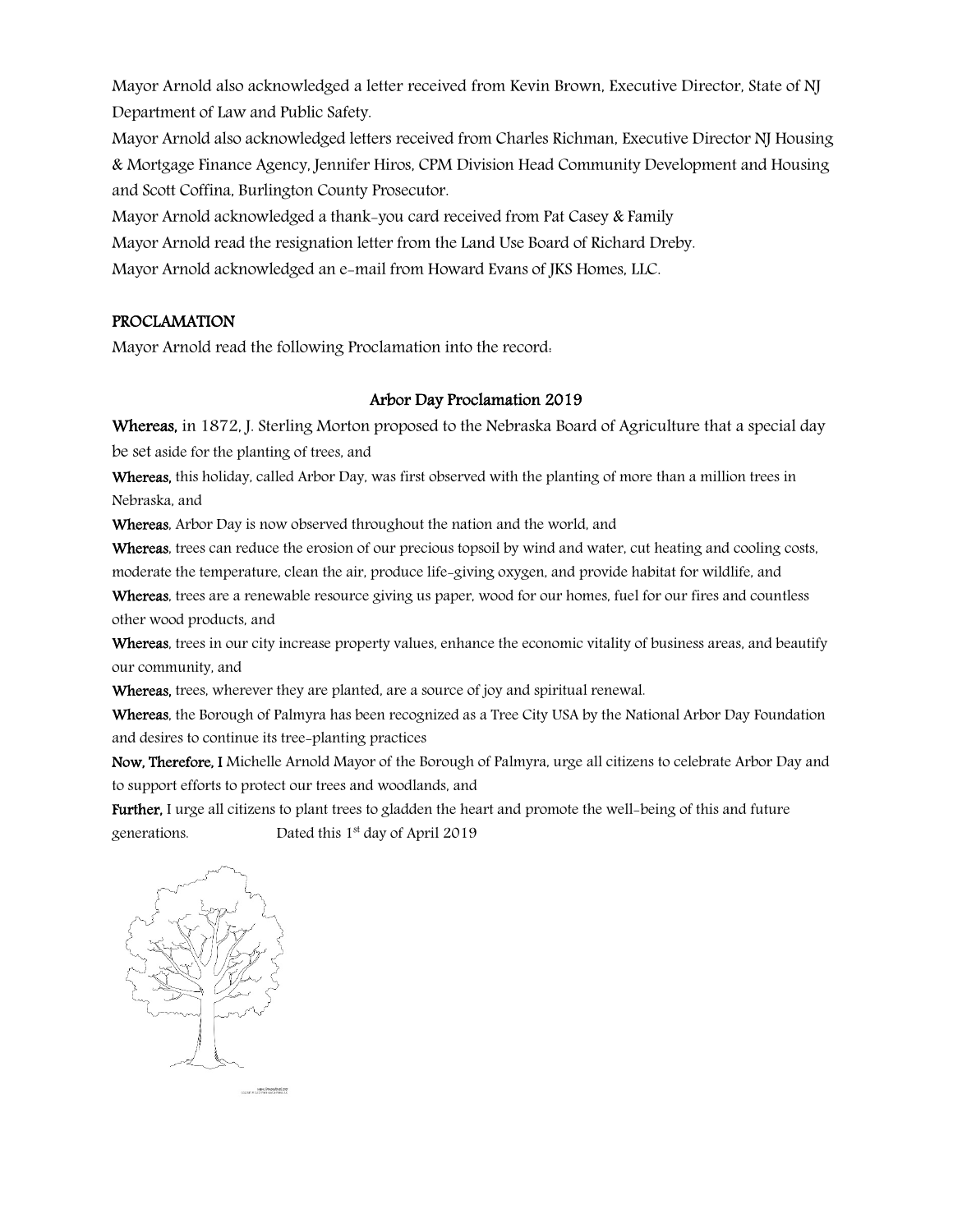Mayor Arnold also acknowledged a letter received from Kevin Brown, Executive Director, State of NJ Department of Law and Public Safety.

Mayor Arnold also acknowledged letters received from Charles Richman, Executive Director NJ Housing & Mortgage Finance Agency, Jennifer Hiros, CPM Division Head Community Development and Housing and Scott Coffina, Burlington County Prosecutor.

Mayor Arnold acknowledged a thank-you card received from Pat Casey & Family

Mayor Arnold read the resignation letter from the Land Use Board of Richard Dreby.

Mayor Arnold acknowledged an e-mail from Howard Evans of JKS Homes, LLC.

## PROCLAMATION

Mayor Arnold read the following Proclamation into the record:

### Arbor Day Proclamation 2019

**Whereas,** in 1872, J. Sterling Morton proposed to the Nebraska Board of Agriculture that a special day be set aside for the planting of trees, and

**Whereas,** this holiday, called Arbor Day, was first observed with the planting of more than a million trees in Nebraska, and

**Whereas**, Arbor Day is now observed throughout the nation and the world, and

**Whereas**, trees can reduce the erosion of our precious topsoil by wind and water, cut heating and cooling costs, moderate the temperature, clean the air, produce life-giving oxygen, and provide habitat for wildlife, and

**Whereas**, trees are a renewable resource giving us paper, wood for our homes, fuel for our fires and countless other wood products, and

**Whereas**, trees in our city increase property values, enhance the economic vitality of business areas, and beautify our community, and

**Whereas,** trees, wherever they are planted, are a source of joy and spiritual renewal.

**Whereas**, the Borough of Palmyra has been recognized as a Tree City USA by the National Arbor Day Foundation and desires to continue its tree-planting practices

**Now, Therefore, I** Michelle Arnold Mayor of the Borough of Palmyra, urge all citizens to celebrate Arbor Day and to support efforts to protect our trees and woodlands, and

**Further,** I urge all citizens to plant trees to gladden the heart and promote the well-being of this and future generations. Dated this 1st day of April 2019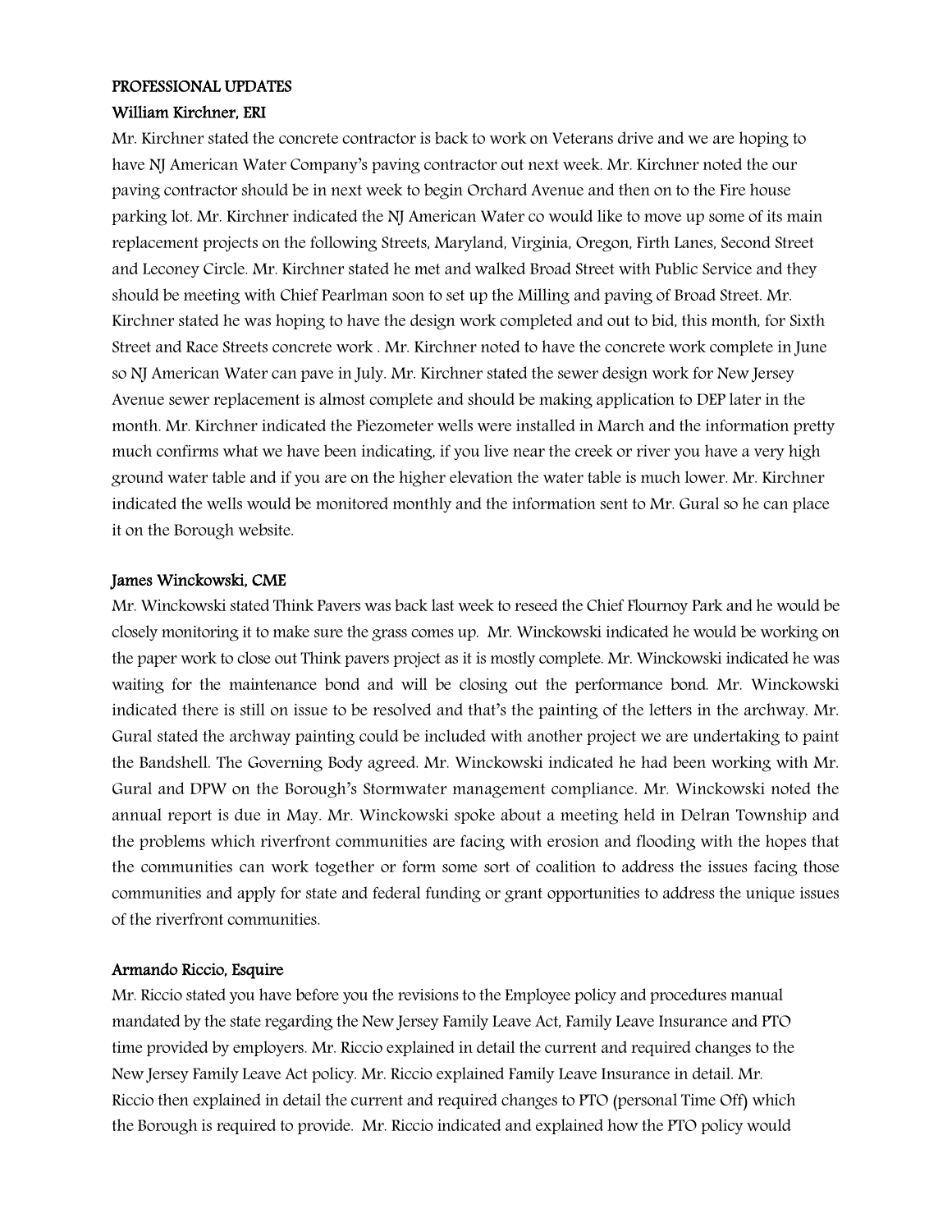**PROFESSIONAL UPDATES**

**William Kirchner, ERI**

Mr. Kirchner stated the concrete contractor is back to work on Veterans drive and we are hoping to have NJ American Water Company's paving contractor out next week. Mr. Kirchner noted the our paving contractor should be in next week to begin Orchard Avenue and then on to the Fire house parking lot. Mr. Kirchner indicated the NJ American Water co would like to move up some of its main replacement projects on the following Streets, Maryland, Virginia, Oregon, Firth Lanes, Second Street and Leconey Circle. Mr. Kirchner stated he met and walked Broad Street with Public Service and they should be meeting with Chief Pearlman soon to set up the Milling and paving of Broad Street. Mr. Kirchner stated he was hoping to have the design work completed and out to bid, this month, for Sixth Street and Race Streets concrete work . Mr. Kirchner noted to have the concrete work complete in June so NJ American Water can pave in July. Mr. Kirchner stated the sewer design work for New Jersey Avenue sewer replacement is almost complete and should be making application to DEP later in the month. Mr. Kirchner indicated the Piezometer wells were installed in March and the information pretty much confirms what we have been indicating, if you live near the creek or river you have a very high ground water table and if you are on the higher elevation the water table is much lower. Mr. Kirchner indicated the wells would be monitored monthly and the information sent to Mr. Gural so he can place it on the Borough website.

**James Winckowski, CME**

Mr. Winckowski stated Think Pavers was back last week to reseed the Chief Flournoy Park and he would be closely monitoring it to make sure the grass comes up. Mr. Winckowski indicated he would be working on the paper work to close out Think pavers project as it is mostly complete. Mr. Winckowski indicated he was waiting for the maintenance bond and will be closing out the performance bond. Mr. Winckowski indicated there is still on issue to be resolved and that's the painting of the letters in the archway. Mr. Gural stated the archway painting could be included with another project we are undertaking to paint the Bandshell. The Governing Body agreed. Mr. Winckowski indicated he had been working with Mr. Gural and DPW on the Borough's Stormwater management compliance. Mr. Winckowski noted the annual report is due in May. Mr. Winckowski spoke about a meeting held in Delran Township and the problems which riverfront communities are facing with erosion and flooding with the hopes that the communities can work together or form some sort of coalition to address the issues facing those communities and apply for state and federal funding or grant opportunities to address the unique issues of the riverfront communities.

**Armando Riccio, Esquire**

Mr. Riccio stated you have before you the revisions to the Employee policy and procedures manual mandated by the state regarding the New Jersey Family Leave Act, Family Leave Insurance and PTO time provided by employers. Mr. Riccio explained in detail the current and required changes to the New Jersey Family Leave Act policy. Mr. Riccio explained Family Leave Insurance in detail. Mr. Riccio then explained in detail the current and required changes to PTO (personal Time Off) which the Borough is required to provide. Mr. Riccio indicated and explained how the PTO policy would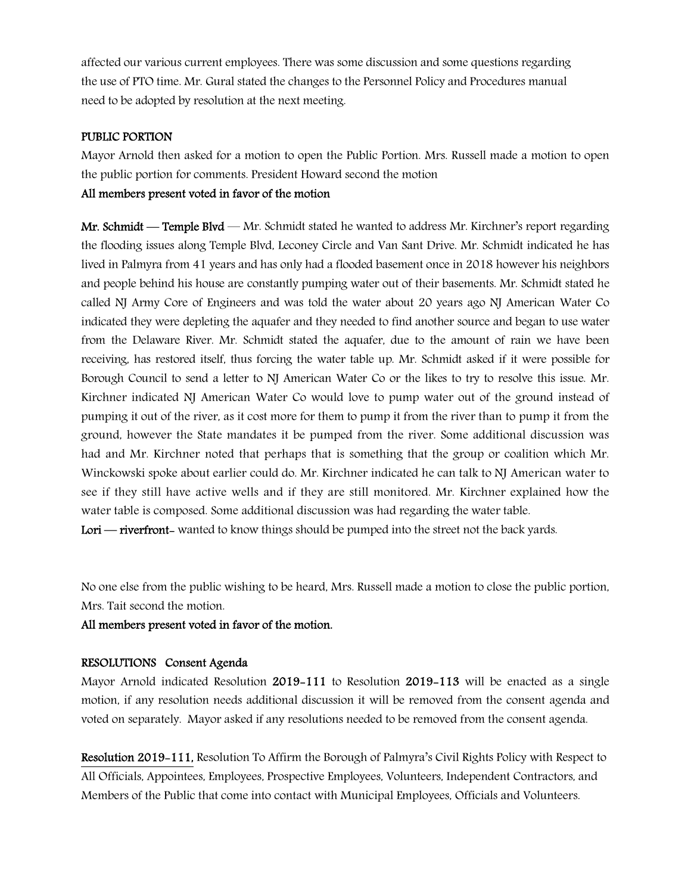affected our various current employees. There was some discussion and some questions regarding the use of PTO time. Mr. Gural stated the changes to the Personnel Policy and Procedures manual need to be adopted by resolution at the next meeting.

**PUBLIC PORTION**

Mayor Arnold then asked for a motion to open the Public Portion. Mrs. Russell made a motion to open the public portion for comments. President Howard second the motion

**All members present voted in favor of the motion**

**Mr. Schmidt — Temple Blvd** — Mr. Schmidt stated he wanted to address Mr. Kirchner's report regarding the flooding issues along Temple Blvd, Leconey Circle and Van Sant Drive. Mr. Schmidt indicated he has lived in Palmyra from 41 years and has only had a flooded basement once in 2018 however his neighbors and people behind his house are constantly pumping water out of their basements. Mr. Schmidt stated he called NJ Army Core of Engineers and was told the water about 20 years ago NJ American Water Co indicated they were depleting the aquafer and they needed to find another source and began to use water from the Delaware River. Mr. Schmidt stated the aquafer, due to the amount of rain we have been receiving, has restored itself, thus forcing the water table up. Mr. Schmidt asked if it were possible for Borough Council to send a letter to NJ American Water Co or the likes to try to resolve this issue. Mr. Kirchner indicated NJ American Water Co would love to pump water out of the ground instead of pumping it out of the river, as it cost more for them to pump it from the river than to pump it from the ground, however the State mandates it be pumped from the river. Some additional discussion was had and Mr. Kirchner noted that perhaps that is something that the group or coalition which Mr. Winckowski spoke about earlier could do. Mr. Kirchner indicated he can talk to NJ American water to see if they still have active wells and if they are still monitored. Mr. Kirchner explained how the water table is composed. Some additional discussion was had regarding the water table.

**Lori — riverfront**- wanted to know things should be pumped into the street not the back yards.

No one else from the public wishing to be heard, Mrs. Russell made a motion to close the public portion, Mrs. Tait second the motion.

**All members present voted in favor of the motion.**

**RESOLUTIONS Consent Agenda**

Mayor Arnold indicated Resolution **2019-111** to Resolution **2019-113** will be enacted as a single motion, if any resolution needs additional discussion it will be removed from the consent agenda and voted on separately. Mayor asked if any resolutions needed to be removed from the consent agenda.

**Resolution 2019-111,** Resolution To Affirm the Borough of Palmyra's Civil Rights Policy with Respect to All Officials, Appointees, Employees, Prospective Employees, Volunteers, Independent Contractors, and Members of the Public that come into contact with Municipal Employees, Officials and Volunteers.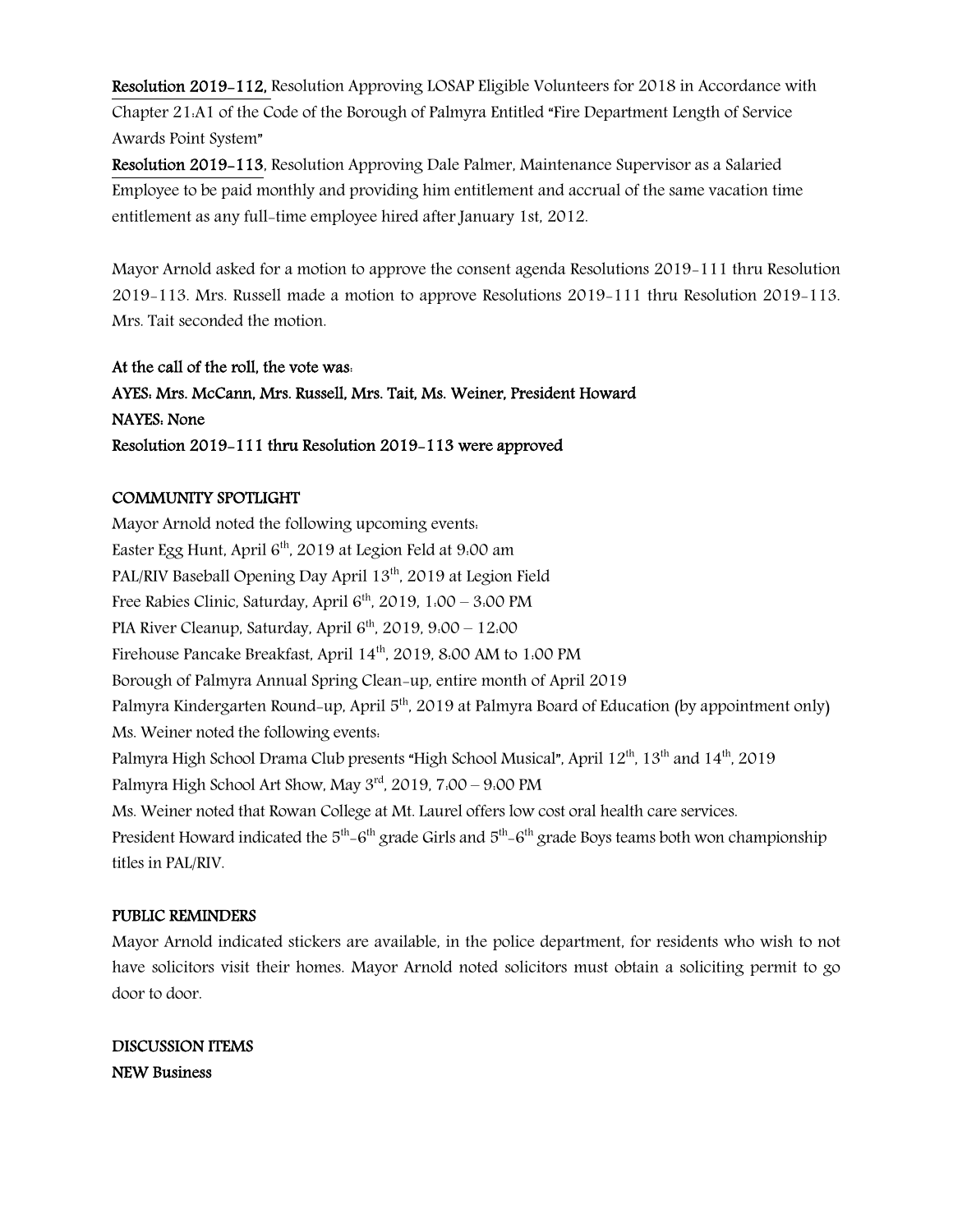**Resolution 2019-112,** Resolution Approving LOSAP Eligible Volunteers for 2018 in Accordance with Chapter 21:A1 of the Code of the Borough of Palmyra Entitled "Fire Department Length of Service Awards Point System"

**Resolution 2019-113**, Resolution Approving Dale Palmer, Maintenance Supervisor as a Salaried Employee to be paid monthly and providing him entitlement and accrual of the same vacation time entitlement as any full-time employee hired after January 1st, 2012.

Mayor Arnold asked for a motion to approve the consent agenda Resolutions 2019-111 thru Resolution 2019-113. Mrs. Russell made a motion to approve Resolutions 2019-111 thru Resolution 2019-113. Mrs. Tait seconded the motion.

**At the call of the roll, the vote was:**
**AYES: Mrs. McCann, Mrs. Russell, Mrs. Tait, Ms. Weiner, President Howard**
**NAYES: None**
**Resolution 2019-111 thru Resolution 2019-113 were approved**

**COMMUNITY SPOTLIGHT**

Mayor Arnold noted the following upcoming events:
Easter Egg Hunt, April 6th, 2019 at Legion Feld at 9:00 am
PAL/RIV Baseball Opening Day April 13th, 2019 at Legion Field
Free Rabies Clinic, Saturday, April 6th, 2019, 1:00 – 3:00 PM
PIA River Cleanup, Saturday, April 6th, 2019, 9:00 – 12:00
Firehouse Pancake Breakfast, April 14th, 2019, 8:00 AM to 1:00 PM
Borough of Palmyra Annual Spring Clean-up, entire month of April 2019
Palmyra Kindergarten Round-up, April 5th, 2019 at Palmyra Board of Education (by appointment only)
Ms. Weiner noted the following events:
Palmyra High School Drama Club presents "High School Musical", April 12th, 13th and 14th, 2019
Palmyra High School Art Show, May 3rd, 2019, 7:00 – 9:00 PM
Ms. Weiner noted that Rowan College at Mt. Laurel offers low cost oral health care services.
President Howard indicated the 5th-6th grade Girls and 5th-6th grade Boys teams both won championship titles in PAL/RIV.

**PUBLIC REMINDERS**

Mayor Arnold indicated stickers are available, in the police department, for residents who wish to not have solicitors visit their homes. Mayor Arnold noted solicitors must obtain a soliciting permit to go door to door.

**DISCUSSION ITEMS**
**NEW Business**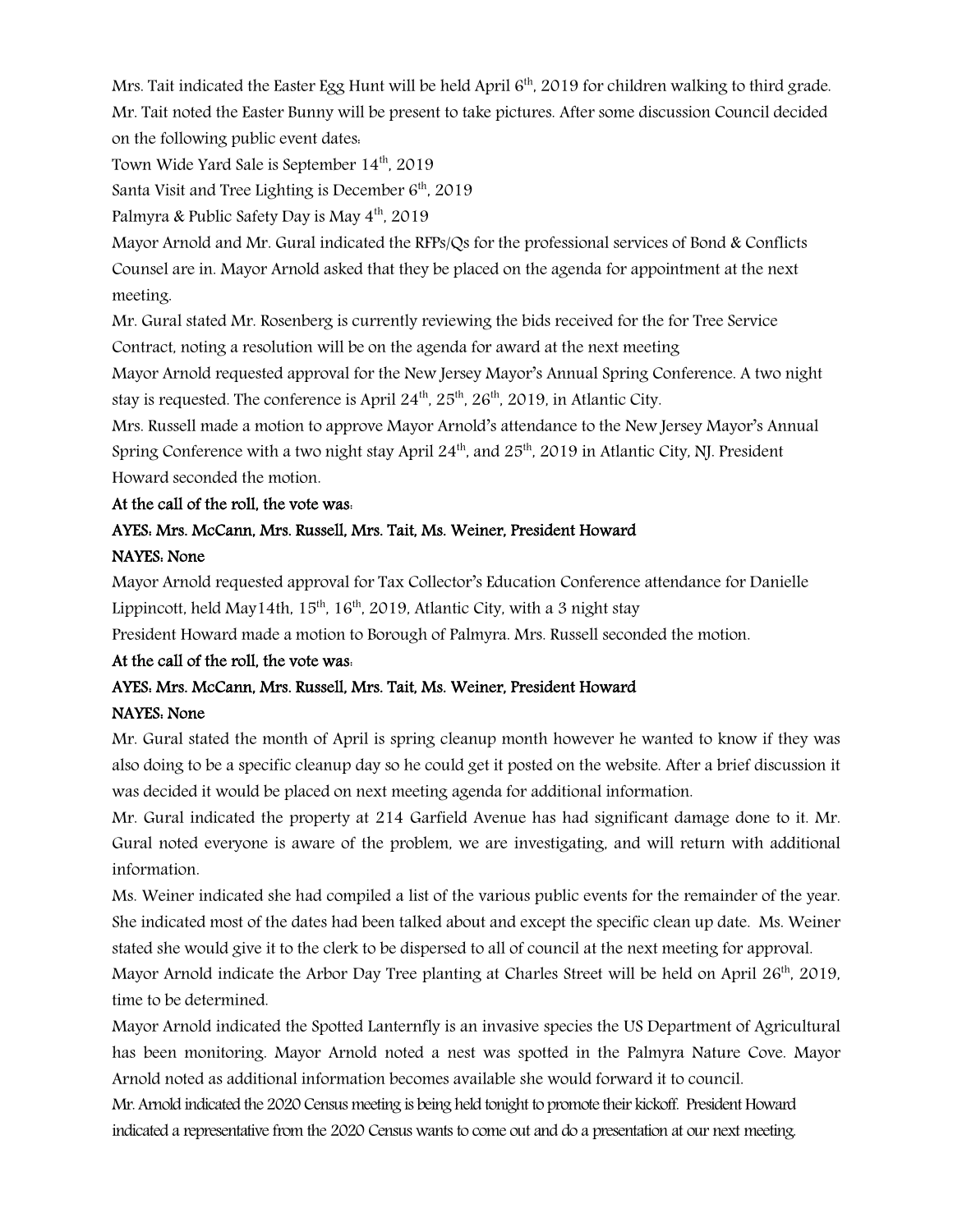Mrs. Tait indicated the Easter Egg Hunt will be held April 6th, 2019 for children walking to third grade. Mr. Tait noted the Easter Bunny will be present to take pictures. After some discussion Council decided on the following public event dates:

Town Wide Yard Sale is September 14th, 2019

Santa Visit and Tree Lighting is December 6th, 2019

Palmyra & Public Safety Day is May 4th, 2019

Mayor Arnold and Mr. Gural indicated the RFPs/Qs for the professional services of Bond & Conflicts Counsel are in. Mayor Arnold asked that they be placed on the agenda for appointment at the next meeting.

Mr. Gural stated Mr. Rosenberg is currently reviewing the bids received for the for Tree Service Contract, noting a resolution will be on the agenda for award at the next meeting

Mayor Arnold requested approval for the New Jersey Mayor's Annual Spring Conference. A two night stay is requested. The conference is April 24th, 25th, 26th, 2019, in Atlantic City.

Mrs. Russell made a motion to approve Mayor Arnold's attendance to the New Jersey Mayor's Annual Spring Conference with a two night stay April 24th, and 25th, 2019 in Atlantic City, NJ. President Howard seconded the motion.

**At the call of the roll, the vote was:**

**AYES: Mrs. McCann, Mrs. Russell, Mrs. Tait, Ms. Weiner, President Howard**

**NAYES: None**

Mayor Arnold requested approval for Tax Collector's Education Conference attendance for Danielle Lippincott, held May14th, 15th, 16th, 2019, Atlantic City, with a 3 night stay

President Howard made a motion to Borough of Palmyra. Mrs. Russell seconded the motion.

**At the call of the roll, the vote was:**

**AYES: Mrs. McCann, Mrs. Russell, Mrs. Tait, Ms. Weiner, President Howard**

**NAYES: None**

Mr. Gural stated the month of April is spring cleanup month however he wanted to know if they was also doing to be a specific cleanup day so he could get it posted on the website. After a brief discussion it was decided it would be placed on next meeting agenda for additional information.

Mr. Gural indicated the property at 214 Garfield Avenue has had significant damage done to it. Mr. Gural noted everyone is aware of the problem, we are investigating, and will return with additional information.

Ms. Weiner indicated she had compiled a list of the various public events for the remainder of the year. She indicated most of the dates had been talked about and except the specific clean up date. Ms. Weiner stated she would give it to the clerk to be dispersed to all of council at the next meeting for approval.

Mayor Arnold indicate the Arbor Day Tree planting at Charles Street will be held on April 26th, 2019, time to be determined.

Mayor Arnold indicated the Spotted Lanternfly is an invasive species the US Department of Agricultural has been monitoring. Mayor Arnold noted a nest was spotted in the Palmyra Nature Cove. Mayor Arnold noted as additional information becomes available she would forward it to council.

Mr. Arnold indicated the 2020 Census meeting is being held tonight to promote their kickoff. President Howard indicated a representative from the 2020 Census wants to come out and do a presentation at our next meeting.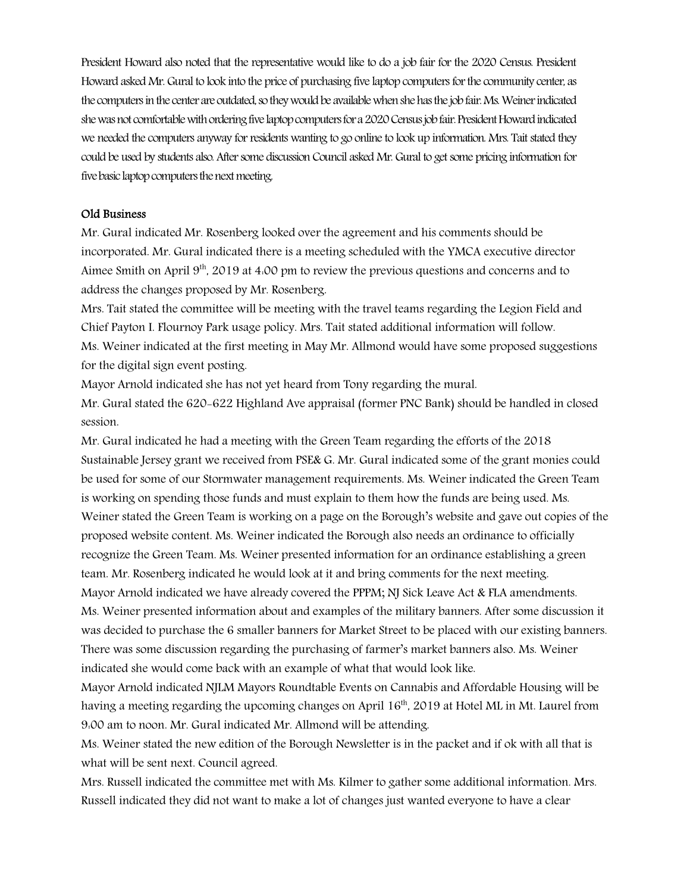President Howard also noted that the representative would like to do a job fair for the 2020 Census. President Howard asked Mr. Gural to look into the price of purchasing five laptop computers for the community center, as the computers in the center are outdated, so they would be available when she has the job fair. Ms. Weiner indicated she was not comfortable with ordering five laptop computers for a 2020 Census job fair. President Howard indicated we needed the computers anyway for residents wanting to go online to look up information. Mrs. Tait stated they could be used by students also. After some discussion Council asked Mr. Gural to get some pricing information for five basic laptop computers the next meeting.

**Old Business**

Mr. Gural indicated Mr. Rosenberg looked over the agreement and his comments should be incorporated. Mr. Gural indicated there is a meeting scheduled with the YMCA executive director Aimee Smith on April 9th, 2019 at 4:00 pm to review the previous questions and concerns and to address the changes proposed by Mr. Rosenberg.

Mrs. Tait stated the committee will be meeting with the travel teams regarding the Legion Field and Chief Payton I. Flournoy Park usage policy. Mrs. Tait stated additional information will follow.

Ms. Weiner indicated at the first meeting in May Mr. Allmond would have some proposed suggestions for the digital sign event posting.

Mayor Arnold indicated she has not yet heard from Tony regarding the mural.

Mr. Gural stated the 620-622 Highland Ave appraisal (former PNC Bank) should be handled in closed session.

Mr. Gural indicated he had a meeting with the Green Team regarding the efforts of the 2018 Sustainable Jersey grant we received from PSE& G. Mr. Gural indicated some of the grant monies could be used for some of our Stormwater management requirements. Ms. Weiner indicated the Green Team is working on spending those funds and must explain to them how the funds are being used. Ms. Weiner stated the Green Team is working on a page on the Borough's website and gave out copies of the proposed website content. Ms. Weiner indicated the Borough also needs an ordinance to officially recognize the Green Team. Ms. Weiner presented information for an ordinance establishing a green team. Mr. Rosenberg indicated he would look at it and bring comments for the next meeting.

Mayor Arnold indicated we have already covered the PPPM; NJ Sick Leave Act & FLA amendments.

Ms. Weiner presented information about and examples of the military banners. After some discussion it was decided to purchase the 6 smaller banners for Market Street to be placed with our existing banners. There was some discussion regarding the purchasing of farmer's market banners also. Ms. Weiner indicated she would come back with an example of what that would look like.

Mayor Arnold indicated NJLM Mayors Roundtable Events on Cannabis and Affordable Housing will be having a meeting regarding the upcoming changes on April 16th, 2019 at Hotel ML in Mt. Laurel from 9:00 am to noon. Mr. Gural indicated Mr. Allmond will be attending.

Ms. Weiner stated the new edition of the Borough Newsletter is in the packet and if ok with all that is what will be sent next. Council agreed.

Mrs. Russell indicated the committee met with Ms. Kilmer to gather some additional information. Mrs. Russell indicated they did not want to make a lot of changes just wanted everyone to have a clear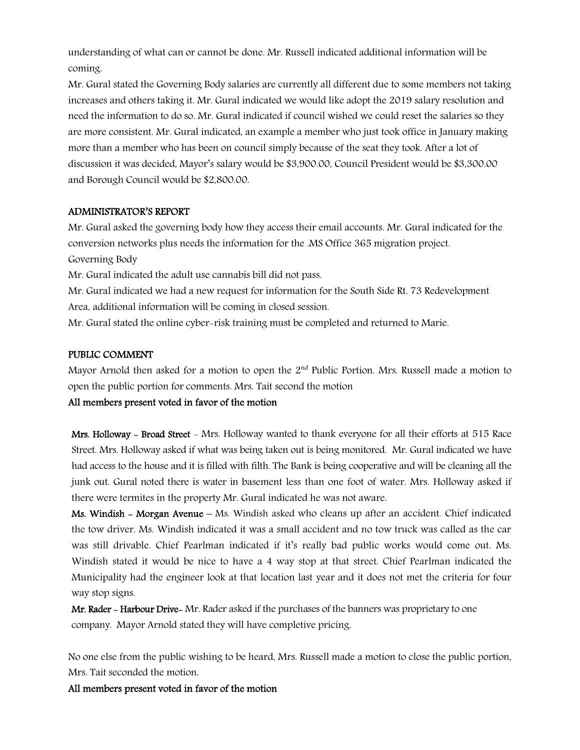understanding of what can or cannot be done. Mr. Russell indicated additional information will be coming.

Mr. Gural stated the Governing Body salaries are currently all different due to some members not taking increases and others taking it. Mr. Gural indicated we would like adopt the 2019 salary resolution and need the information to do so. Mr. Gural indicated if council wished we could reset the salaries so they are more consistent. Mr. Gural indicated, an example a member who just took office in January making more than a member who has been on council simply because of the seat they took. After a lot of discussion it was decided, Mayor's salary would be $3,900.00, Council President would be $3,300.00 and Borough Council would be $2,800.00.

## ADMINISTRATOR'S REPORT

Mr. Gural asked the governing body how they access their email accounts. Mr. Gural indicated for the conversion networks plus needs the information for the .MS Office 365 migration project.

Governing Body

Mr. Gural indicated the adult use cannabis bill did not pass.

Mr. Gural indicated we had a new request for information for the South Side Rt. 73 Redevelopment Area, additional information will be coming in closed session.

Mr. Gural stated the online cyber-risk training must be completed and returned to Marie.

## PUBLIC COMMENT

Mayor Arnold then asked for a motion to open the 2nd Public Portion. Mrs. Russell made a motion to open the public portion for comments. Mrs. Tait second the motion

**All members present voted in favor of the motion**

**Mrs. Holloway - Broad Street** - Mrs. Holloway wanted to thank everyone for all their efforts at 515 Race Street. Mrs. Holloway asked if what was being taken out is being monitored. Mr. Gural indicated we have had access to the house and it is filled with filth. The Bank is being cooperative and will be cleaning all the junk out. Gural noted there is water in basement less than one foot of water. Mrs. Holloway asked if there were termites in the property Mr. Gural indicated he was not aware.

**Ms. Windish - Morgan Avenue** – Ms. Windish asked who cleans up after an accident. Chief indicated the tow driver. Ms. Windish indicated it was a small accident and no tow truck was called as the car was still drivable. Chief Pearlman indicated if it's really bad public works would come out. Ms. Windish stated it would be nice to have a 4 way stop at that street. Chief Pearlman indicated the Municipality had the engineer look at that location last year and it does not met the criteria for four way stop signs.

**Mr. Rader - Harbour Drive**- Mr. Rader asked if the purchases of the banners was proprietary to one company. Mayor Arnold stated they will have completive pricing.

No one else from the public wishing to be heard, Mrs. Russell made a motion to close the public portion, Mrs. Tait seconded the motion.

**All members present voted in favor of the motion**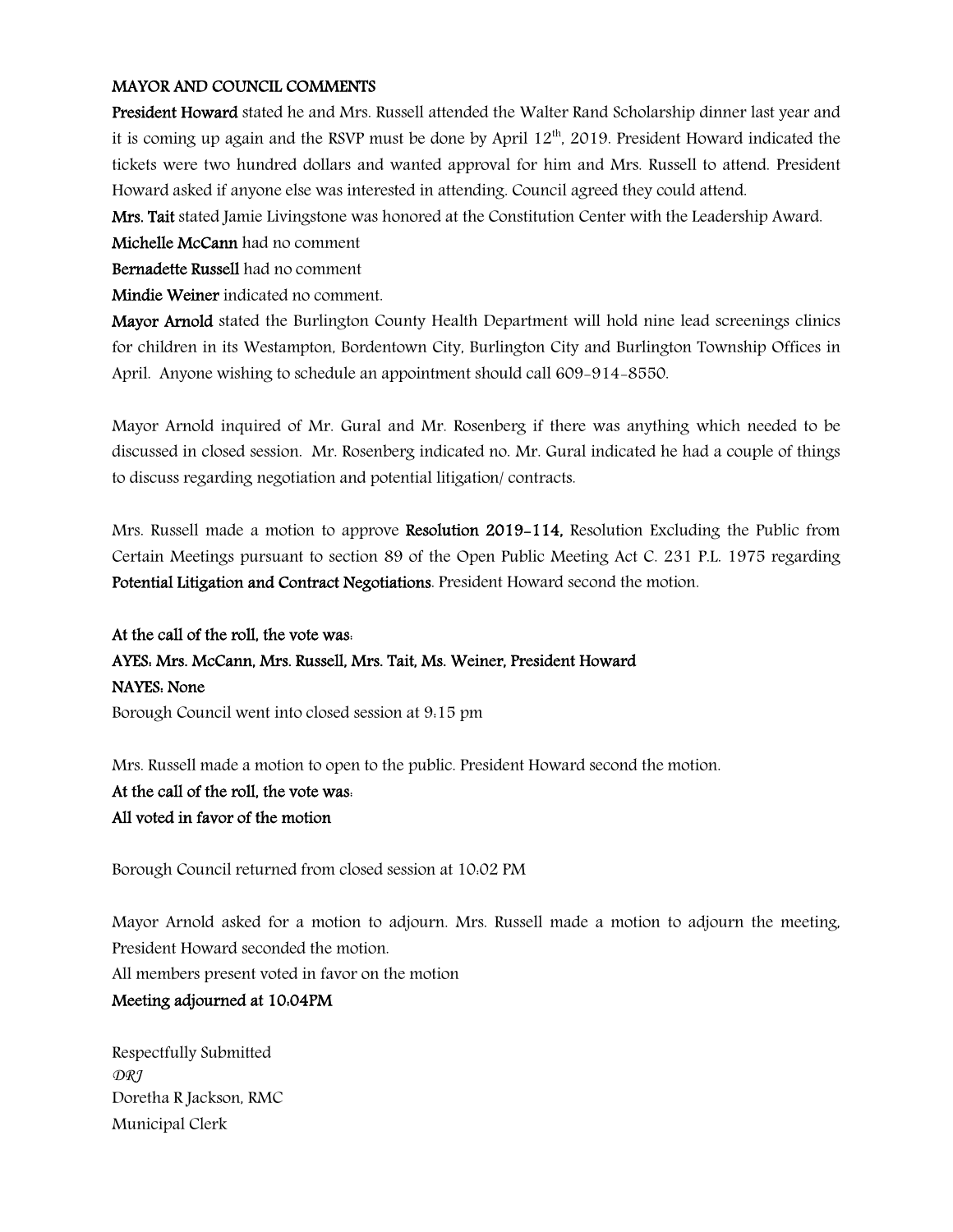**MAYOR AND COUNCIL COMMENTS**

**President Howard** stated he and Mrs. Russell attended the Walter Rand Scholarship dinner last year and it is coming up again and the RSVP must be done by April 12th, 2019. President Howard indicated the tickets were two hundred dollars and wanted approval for him and Mrs. Russell to attend. President Howard asked if anyone else was interested in attending. Council agreed they could attend.

**Mrs. Tait** stated Jamie Livingstone was honored at the Constitution Center with the Leadership Award.

**Michelle McCann** had no comment

**Bernadette Russell** had no comment

**Mindie Weiner** indicated no comment.

**Mayor Arnold** stated the Burlington County Health Department will hold nine lead screenings clinics for children in its Westampton, Bordentown City, Burlington City and Burlington Township Offices in April. Anyone wishing to schedule an appointment should call 609-914-8550.

Mayor Arnold inquired of Mr. Gural and Mr. Rosenberg if there was anything which needed to be discussed in closed session. Mr. Rosenberg indicated no. Mr. Gural indicated he had a couple of things to discuss regarding negotiation and potential litigation/ contracts.

Mrs. Russell made a motion to approve **Resolution 2019-114,** Resolution Excluding the Public from Certain Meetings pursuant to section 89 of the Open Public Meeting Act C. 231 P.L. 1975 regarding **Potential Litigation and Contract Negotiations**. President Howard second the motion.

**At the call of the roll, the vote was:**
**AYES: Mrs. McCann, Mrs. Russell, Mrs. Tait, Ms. Weiner, President Howard**
**NAYES: None**
Borough Council went into closed session at 9:15 pm

Mrs. Russell made a motion to open to the public. President Howard second the motion.
**At the call of the roll, the vote was:**
**All voted in favor of the motion**

Borough Council returned from closed session at 10:02 PM

Mayor Arnold asked for a motion to adjourn. Mrs. Russell made a motion to adjourn the meeting, President Howard seconded the motion.
All members present voted in favor on the motion
**Meeting adjourned at 10:04PM**

Respectfully Submitted
*DRJ*
Doretha R Jackson, RMC
Municipal Clerk